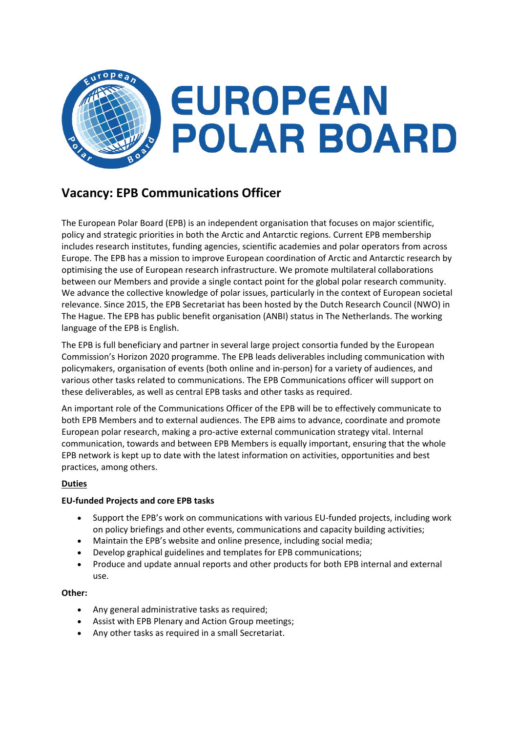# EUROPEAN POLAR BOARD

## Vacancy: EPB Communications Officer

The European Polar Board (EPB) is an independent organisation that focuses on major scientific, policy and strategic priorities in both the Arctic and Antarctic regions. Current EPB membership includes research institutes, funding agencies, scientific academies and polar operators from across Europe. The EPB has a mission to improve European coordination of Arctic and Antarctic research by optimising the use of European research infrastructure. We promote multilateral collaborations between our Members and provide a single contact point for the global polar research community. We advance the collective knowledge of polar issues, particularly in the context of European societal relevance. Since 2015, the EPB Secretariat has been hosted by the Dutch Research Council (NWO) in The Hague. The EPB has public benefit organisation (ANBI) status in The Netherlands. The working language of the EPB is English.

The EPB is full beneficiary and partner in several large project consortia funded by the European Commission's Horizon 2020 programme. The EPB leads deliverables including communication with policymakers, organisation of events (both online and in-person) for a variety of audiences, and various other tasks related to communications. The EPB Communications officer will support on these deliverables, as well as central EPB tasks and other tasks as required.

An important role of the Communications Officer of the EPB will be to effectively communicate to both EPB Members and to external audiences. The EPB aims to advance, coordinate and promote European polar research, making a pro-active external communication strategy vital. Internal communication, towards and between EPB Members is equally important, ensuring that the whole EPB network is kept up to date with the latest information on activities, opportunities and best practices, among others.

### Duties

**EU-funded Projects and core EPB tasks**

- Support the EPB's work on communications with various EU-funded projects, including work on policy briefings and other events, communications and capacity building activities;
- Maintain the EPB's website and online presence, including social media;
- Develop graphical guidelines and templates for EPB communications;
- Produce and update annual reports and other products for both EPB internal and external use.

**Other:**

- Any general administrative tasks as required;
- Assist with EPB Plenary and Action Group meetings;
- Any other tasks as required in a small Secretariat.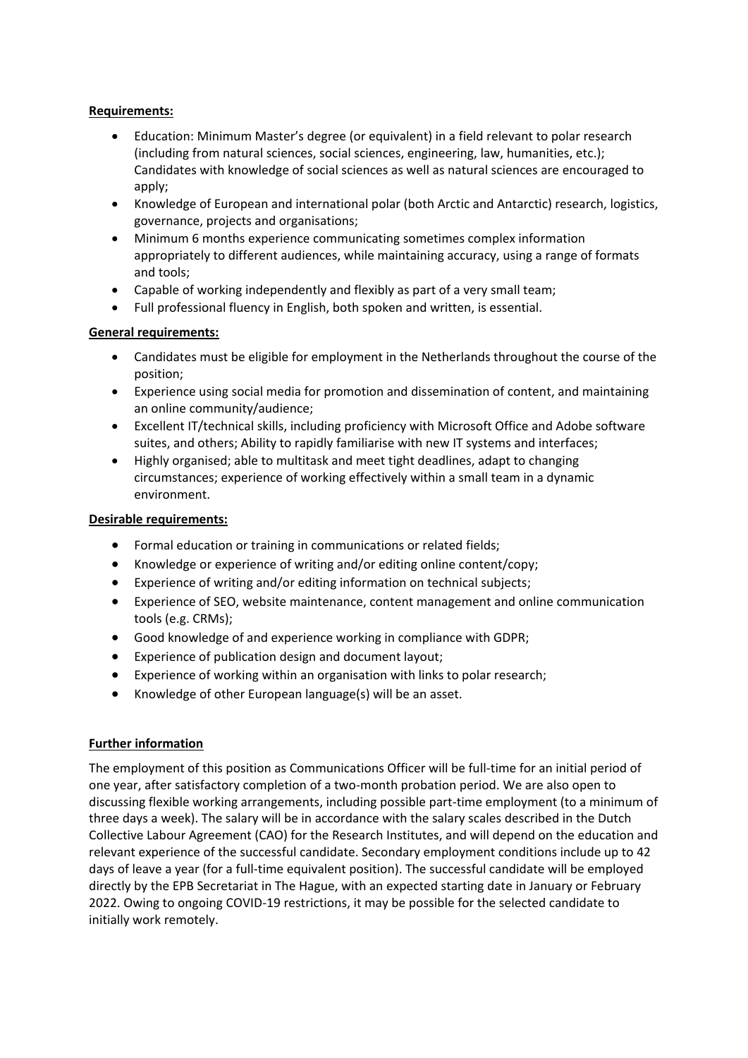**Requirements:**

- Education: Minimum Master's degree (or equivalent) in a field relevant to polar research (including from natural sciences, social sciences, engineering, law, humanities, etc.); Candidates with knowledge of social sciences as well as natural sciences are encouraged to apply;
- Knowledge of European and international polar (both Arctic and Antarctic) research, logistics, governance, projects and organisations;
- Minimum 6 months experience communicating sometimes complex information appropriately to different audiences, while maintaining accuracy, using a range of formats and tools;
- Capable of working independently and flexibly as part of a very small team;
- Full professional fluency in English, both spoken and written, is essential.

**General requirements:**

- Candidates must be eligible for employment in the Netherlands throughout the course of the position;
- Experience using social media for promotion and dissemination of content, and maintaining an online community/audience;
- Excellent IT/technical skills, including proficiency with Microsoft Office and Adobe software suites, and others; Ability to rapidly familiarise with new IT systems and interfaces;
- Highly organised; able to multitask and meet tight deadlines, adapt to changing circumstances; experience of working effectively within a small team in a dynamic environment.

**Desirable requirements:**

- Formal education or training in communications or related fields;
- Knowledge or experience of writing and/or editing online content/copy;
- Experience of writing and/or editing information on technical subjects;
- Experience of SEO, website maintenance, content management and online communication tools (e.g. CRMs);
- Good knowledge of and experience working in compliance with GDPR;
- Experience of publication design and document layout;
- Experience of working within an organisation with links to polar research;
- Knowledge of other European language(s) will be an asset.

**Further information**

The employment of this position as Communications Officer will be full-time for an initial period of one year, after satisfactory completion of a two-month probation period. We are also open to discussing flexible working arrangements, including possible part-time employment (to a minimum of three days a week). The salary will be in accordance with the salary scales described in the Dutch Collective Labour Agreement (CAO) for the Research Institutes, and will depend on the education and relevant experience of the successful candidate. Secondary employment conditions include up to 42 days of leave a year (for a full-time equivalent position). The successful candidate will be employed directly by the EPB Secretariat in The Hague, with an expected starting date in January or February 2022. Owing to ongoing COVID-19 restrictions, it may be possible for the selected candidate to initially work remotely.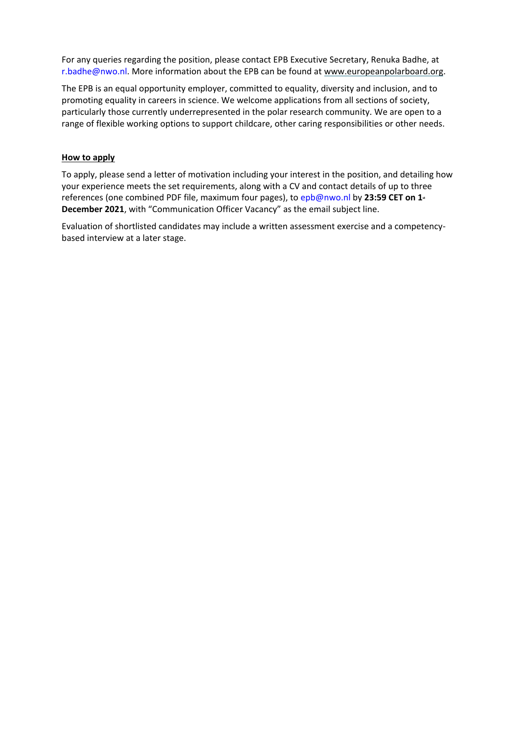For any queries regarding the position, please contact EPB Executive Secretary, Renuka Badhe, at r.badhe@nwo.nl. More information about the EPB can be found at www.europeanpolarboard.org.

The EPB is an equal opportunity employer, committed to equality, diversity and inclusion, and to promoting equality in careers in science. We welcome applications from all sections of society, particularly those currently underrepresented in the polar research community. We are open to a range of flexible working options to support childcare, other caring responsibilities or other needs.

**How to apply**

To apply, please send a letter of motivation including your interest in the position, and detailing how your experience meets the set requirements, along with a CV and contact details of up to three references (one combined PDF file, maximum four pages), to epb@nwo.nl by **23:59 CET on 1st December 2021**, with "Communication Officer Vacancy" as the email subject line.

Evaluation of shortlisted candidates may include a written assessment exercise and a competency-based interview at a later stage.